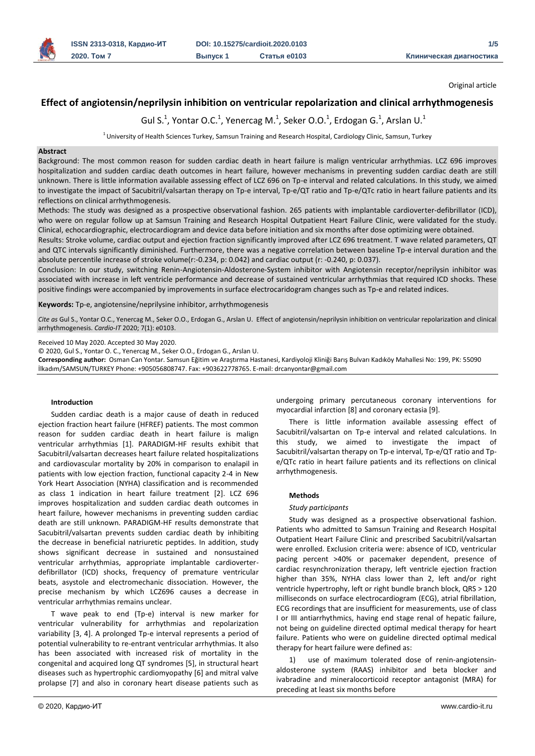Original article

# Effect of angiotensin/neprilysin inhibition on ventricular repolarization and clinical arrhythmogenesis

Gul S.[1], Yontar O.C.[1], Yenercag M.[1], Seker O.O.[1], Erdogan G.[1], Arslan U.[1]

[1] University of Health Sciences Turkey, Samsun Training and Research Hospital, Cardiology Clinic, Samsun, Turkey

**Abstract**

Background: The most common reason for sudden cardiac death in heart failure is malign ventricular arrhythmias. LCZ 696 improves hospitalization and sudden cardiac death outcomes in heart failure, however mechanisms in preventing sudden cardiac death are still unknown. There is little information available assessing effect of LCZ 696 on Tp-e interval and related calculations. In this study, we aimed to investigate the impact of Sacubitril/valsartan therapy on Tp-e interval, Tp-e/QT ratio and Tp-e/QTc ratio in heart failure patients and its reflections on clinical arrhythmogenesis.

Methods: The study was designed as a prospective observational fashion. 265 patients with implantable cardioverter-defibrillator (ICD), who were on regular follow up at Samsun Training and Research Hospital Outpatient Heart Failure Clinic, were validated for the study. Clinical, echocardiographic, electrocardiogram and device data before initiation and six months after dose optimizing were obtained.

Results: Stroke volume, cardiac output and ejection fraction significantly improved after LCZ 696 treatment. T wave related parameters, QT and QTC intervals significantly diminished. Furthermore, there was a negative correlation between baseline Tp-e interval duration and the absolute percentile increase of stroke volume(r:-0.234, p: 0.042) and cardiac output (r: -0.240, p: 0.037).

Conclusion: In our study, switching Renin-Angiotensin-Aldosterone-System inhibitor with Angiotensin receptor/neprilysin inhibitor was associated with increase in left ventricle performance and decrease of sustained ventricular arrhythmias that required ICD shocks. These positive findings were accompanied by improvements in surface electrocaridogram changes such as Tp-e and related indices.

**Keywords:** Tp-e, angiotensine/neprilysine inhibitor, arrhythmogenesis

*Cite as* Gul S., Yontar O.C., Yenercag M., Seker O.O., Erdogan G., Arslan U. Effect of angiotensin/neprilysin inhibition on ventricular repolarization and clinical arrhythmogenesis. *Cardio-IT* 2020; 7(1): e0103.

Received 10 May 2020. Accepted 30 May 2020.

© 2020, Gul S., Yontar O. C., Yenercag M., Seker O.O., Erdogan G., Arslan U.

**Corresponding author:** Osman Can Yontar. Samsun Eğitim ve Araştırma Hastanesi, Kardiyoloji Kliniği Barış Bulvarı Kadıköy Mahallesi No: 199, PK: 55090 İlkadım/SAMSUN/TURKEY Phone: +905056808747. Fax: +903622778765. E-mail: drcanyontar@gmail.com

## Introduction

Sudden cardiac death is a major cause of death in reduced ejection fraction heart failure (HFREF) patients. The most common reason for sudden cardiac death in heart failure is malign ventricular arrhythmias [1]. PARADIGM-HF results exhibit that Sacubitril/valsartan decreases heart failure related hospitalizations and cardiovascular mortality by 20% in comparison to enalapil in patients with low ejection fraction, functional capacity 2-4 in New York Heart Association (NYHA) classification and is recommended as class 1 indication in heart failure treatment [2]. LCZ 696 improves hospitalization and sudden cardiac death outcomes in heart failure, however mechanisms in preventing sudden cardiac death are still unknown. PARADIGM-HF results demonstrate that Sacubitril/valsartan prevents sudden cardiac death by inhibiting the decrease in beneficial natriuretic peptides. In addition, study shows significant decrease in sustained and nonsustained ventricular arrhythmias, appropriate implantable cardioverter-defibrillator (ICD) shocks, frequency of premature ventricular beats, asystole and electromechanic dissociation. However, the precise mechanism by which LCZ696 causes a decrease in ventricular arrhythmias remains unclear.

T wave peak to end (Tp-e) interval is new marker for ventricular vulnerability for arrhythmias and repolarization variability [3, 4]. A prolonged Tp-e interval represents a period of potential vulnerability to re-entrant ventricular arrhythmias. It also has been associated with increased risk of mortality in the congenital and acquired long QT syndromes [5], in structural heart diseases such as hypertrophic cardiomyopathy [6] and mitral valve prolapse [7] and also in coronary heart disease patients such as undergoing primary percutaneous coronary interventions for myocardial infarction [8] and coronary ectasia [9].

There is little information available assessing effect of Sacubitril/valsartan on Tp-e interval and related calculations. In this study, we aimed to investigate the impact of Sacubitril/valsartan therapy on Tp-e interval, Tp-e/QT ratio and Tp-e/QTc ratio in heart failure patients and its reflections on clinical arrhythmogenesis.

## Methods

### *Study participants*

Study was designed as a prospective observational fashion. Patients who admitted to Samsun Training and Research Hospital Outpatient Heart Failure Clinic and prescribed Sacubitril/valsartan were enrolled. Exclusion criteria were: absence of ICD, ventricular pacing percent >40% or pacemaker dependent, presence of cardiac resynchronization therapy, left ventricle ejection fraction higher than 35%, NYHA class lower than 2, left and/or right ventricle hypertrophy, left or right bundle branch block, QRS > 120 milliseconds on surface electrocardiogram (ECG), atrial fibrillation, ECG recordings that are insufficient for measurements, use of class I or III antiarrhythmics, having end stage renal of hepatic failure, not being on guideline directed optimal medical therapy for heart failure. Patients who were on guideline directed optimal medical therapy for heart failure were defined as:

1) use of maximum tolerated dose of renin-angiotensin-aldosterone system (RAAS) inhibitor and beta blocker and ivabradine and mineralocorticoid receptor antagonist (MRA) for preceding at least six months before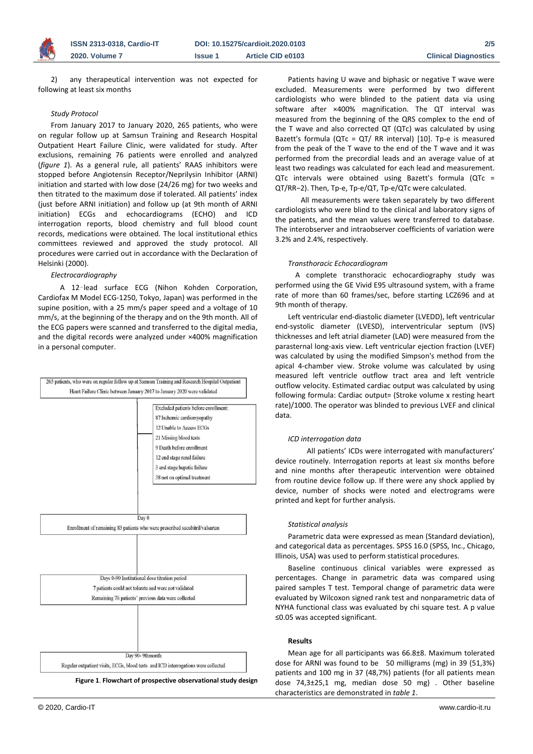2) any therapeutical intervention was not expected for following at least six months

*Study Protocol*

From January 2017 to January 2020, 265 patients, who were on regular follow up at Samsun Training and Research Hospital Outpatient Heart Failure Clinic, were validated for study. After exclusions, remaining 76 patients were enrolled and analyzed (*figure 1*). As a general rule, all patients' RAAS inhibitors were stopped before Angiotensin Receptor/Neprilysin Inhibitor (ARNI) initiation and started with low dose (24/26 mg) for two weeks and then titrated to the maximum dose if tolerated. All patients' index (just before ARNI initiation) and follow up (at 9th month of ARNI initiation) ECGs and echocardiograms (ECHO) and ICD interrogation reports, blood chemistry and full blood count records, medications were obtained. The local institutional ethics committees reviewed and approved the study protocol. All procedures were carried out in accordance with the Declaration of Helsinki (2000).

*Electrocardiography*

A 12‑lead surface ECG (Nihon Kohden Corporation, Cardiofax M Model ECG-1250, Tokyo, Japan) was performed in the supine position, with a 25 mm/s paper speed and a voltage of 10 mm/s, at the beginning of the therapy and on the 9th month. All of the ECG papers were scanned and transferred to the digital media, and the digital records were analyzed under ×400% magnification in a personal computer.

265 patients, who were on regular follow up at Samsun Training and Research Hospital Outpatient Heart Failure Clinic between January 2017 to January 2020 were validated

Excluded patients before enrollment:
87 Ischemic cardiomyopathy
12 Unable to Access ECGs
21 Missing blood tests
9 Death before enrollment
12 end stage renal failure
3 end stage hepatic failure
38 not on optimal treatment

Day 0
Enrollment of remaining 83 patients who were prescribed sacubitril/valsartan

Days 0-90 Institutional dose titration period
7 patients could not tolerate and were not validated
Remaining 76 patients' previous data were collected

Day 90- 9thmonth
Regular outpatient visits, ECGs, blood tests and ICD interrogations were collected

**Figure 1**. **Flowchart of prospective observational study design**

Patients having U wave and biphasic or negative T wave were excluded. Measurements were performed by two different cardiologists who were blinded to the patient data via using software after ×400% magnification. The QT interval was measured from the beginning of the QRS complex to the end of the T wave and also corrected QT (QTc) was calculated by using Bazett's formula (QTc = QT/ RR interval) [10]. Tp-e is measured from the peak of the T wave to the end of the T wave and it was performed from the precordial leads and an average value of at least two readings was calculated for each lead and measurement. QTc intervals were obtained using Bazett's formula (QTc = QT/RR−2). Then, Tp-e, Tp-e/QT, Tp-e/QTc were calculated.

All measurements were taken separately by two different cardiologists who were blind to the clinical and laboratory signs of the patients, and the mean values were transferred to database. The interobserver and intraobserver coefficients of variation were 3.2% and 2.4%, respectively.

*Transthoracic Echocardiogram*

A complete transthoracic echocardiography study was performed using the GE Vivid E95 ultrasound system, with a frame rate of more than 60 frames/sec, before starting LCZ696 and at 9th month of therapy.

Left ventricular end-diastolic diameter (LVEDD), left ventricular end-systolic diameter (LVESD), interventricular septum (IVS) thicknesses and left atrial diameter (LAD) were measured from the parasternal long-axis view. Left ventricular ejection fraction (LVEF) was calculated by using the modified Simpson's method from the apical 4-chamber view. Stroke volume was calculated by using measured left ventricle outflow tract area and left ventricle outflow velocity. Estimated cardiac output was calculated by using following formula: Cardiac output= (Stroke volume x resting heart rate)/1000. The operator was blinded to previous LVEF and clinical data.

*ICD interrogation data*

All patients' ICDs were interrogated with manufacturers' device routinely. Interrogation reports at least six months before and nine months after therapeutic intervention were obtained from routine device follow up. If there were any shock applied by device, number of shocks were noted and electrograms were printed and kept for further analysis.

*Statistical analysis*

Parametric data were expressed as mean (Standard deviation), and categorical data as percentages. SPSS 16.0 (SPSS, Inc., Chicago, Illinois, USA) was used to perform statistical procedures.

Baseline continuous clinical variables were expressed as percentages. Change in parametric data was compared using paired samples T test. Temporal change of parametric data were evaluated by Wilcoxon signed rank test and nonparametric data of NYHA functional class was evaluated by chi square test. A p value ≤0.05 was accepted significant.

**Results**

Mean age for all participants was 66.8±8. Maximum tolerated dose for ARNI was found to be 50 milligrams (mg) in 39 (51,3%) patients and 100 mg in 37 (48,7%) patients (for all patients mean dose 74,3±25,1 mg, median dose 50 mg) . Other baseline characteristics are demonstrated in *table 1*.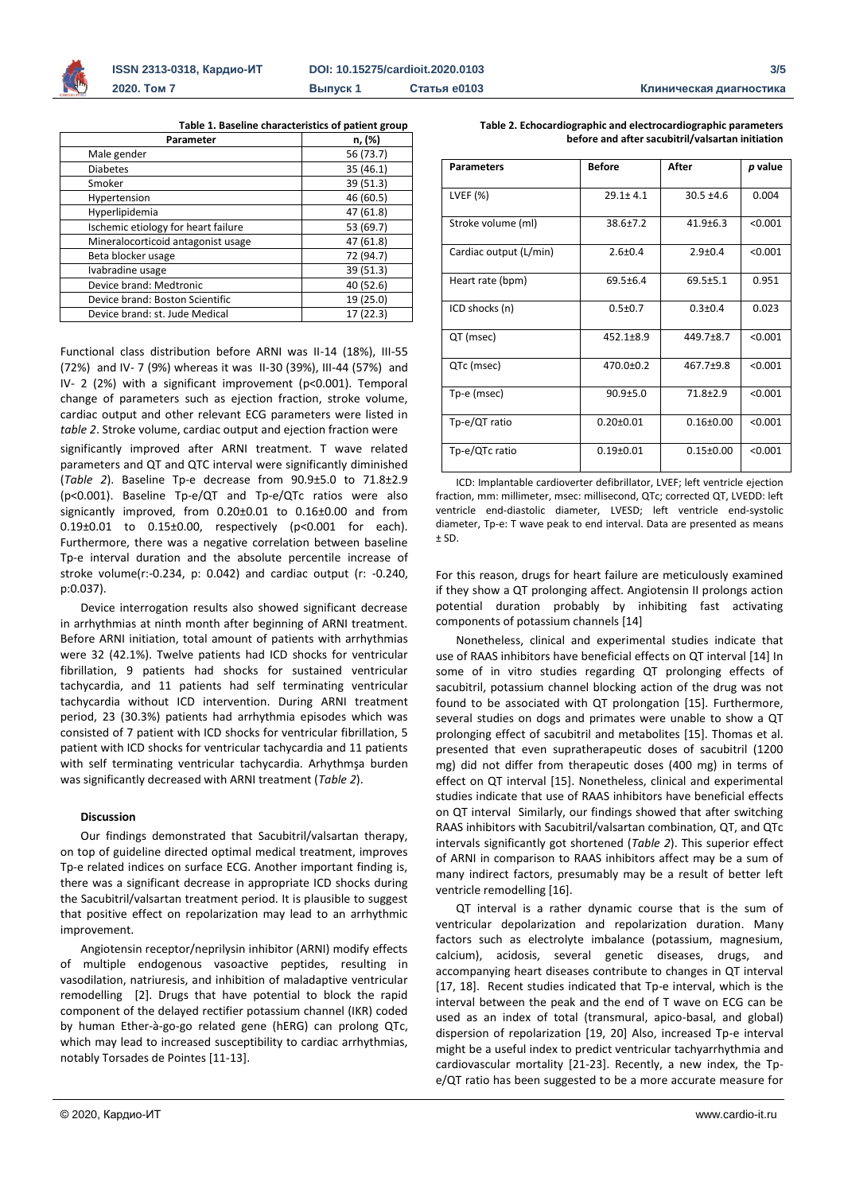**Table 1. Baseline characteristics of patient group**

| Parameter | n, (%) |
|---|---|
| Male gender | 56 (73.7) |
| Diabetes | 35 (46.1) |
| Smoker | 39 (51.3) |
| Hypertension | 46 (60.5) |
| Hyperlipidemia | 47 (61.8) |
| Ischemic etiology for heart failure | 53 (69.7) |
| Mineralocorticoid antagonist usage | 47 (61.8) |
| Beta blocker usage | 72 (94.7) |
| Ivabradine usage | 39 (51.3) |
| Device brand: Medtronic | 40 (52.6) |
| Device brand: Boston Scientific | 19 (25.0) |
| Device brand: st. Jude Medical | 17 (22.3) |

Functional class distribution before ARNI was II-14 (18%), III-55 (72%) and IV- 7 (9%) whereas it was II-30 (39%), III-44 (57%) and IV- 2 (2%) with a significant improvement (p<0.001). Temporal change of parameters such as ejection fraction, stroke volume, cardiac output and other relevant ECG parameters were listed in *table 2*. Stroke volume, cardiac output and ejection fraction were significantly improved after ARNI treatment. T wave related parameters and QT and QTC interval were significantly diminished (*Table 2*). Baseline Tp-e decrease from 90.9±5.0 to 71.8±2.9 (p<0.001). Baseline Tp-e/QT and Tp-e/QTc ratios were also signicantly improved, from 0.20±0.01 to 0.16±0.00 and from 0.19±0.01 to 0.15±0.00, respectively (p<0.001 for each). Furthermore, there was a negative correlation between baseline Tp-e interval duration and the absolute percentile increase of stroke volume(r:-0.234, p: 0.042) and cardiac output (r: -0.240, p:0.037).

Device interrogation results also showed significant decrease in arrhythmias at ninth month after beginning of ARNI treatment. Before ARNI initiation, total amount of patients with arrhythmias were 32 (42.1%). Twelve patients had ICD shocks for ventricular fibrillation, 9 patients had shocks for sustained ventricular tachycardia, and 11 patients had self terminating ventricular tachycardia without ICD intervention. During ARNI treatment period, 23 (30.3%) patients had arrhythmia episodes which was consisted of 7 patient with ICD shocks for ventricular fibrillation, 5 patient with ICD shocks for ventricular tachycardia and 11 patients with self terminating ventricular tachycardia. Arhythmşa burden was significantly decreased with ARNI treatment (*Table 2*).

**Table 2. Echocardiographic and electrocardiographic parameters before and after sacubitril/valsartan initiation**

| Parameters | Before | After | *p* value |
|---|---|---|---|
| LVEF (%) | 29.1± 4.1 | 30.5 ±4.6 | 0.004 |
| Stroke volume (ml) | 38.6±7.2 | 41.9±6.3 | <0.001 |
| Cardiac output (L/min) | 2.6±0.4 | 2.9±0.4 | <0.001 |
| Heart rate (bpm) | 69.5±6.4 | 69.5±5.1 | 0.951 |
| ICD shocks (n) | 0.5±0.7 | 0.3±0.4 | 0.023 |
| QT (msec) | 452.1±8.9 | 449.7±8.7 | <0.001 |
| QTc (msec) | 470.0±0.2 | 467.7±9.8 | <0.001 |
| Tp-e (msec) | 90.9±5.0 | 71.8±2.9 | <0.001 |
| Tp-e/QT ratio | 0.20±0.01 | 0.16±0.00 | <0.001 |
| Tp-e/QTc ratio | 0.19±0.01 | 0.15±0.00 | <0.001 |

ICD: Implantable cardioverter defibrillator, LVEF; left ventricle ejection fraction, mm: millimeter, msec: millisecond, QTc; corrected QT, LVEDD: left ventricle end-diastolic diameter, LVESD; left ventricle end-systolic diameter, Tp-e: T wave peak to end interval. Data are presented as means ± SD.

## Discussion

Our findings demonstrated that Sacubitril/valsartan therapy, on top of guideline directed optimal medical treatment, improves Tp-e related indices on surface ECG. Another important finding is, there was a significant decrease in appropriate ICD shocks during the Sacubitril/valsartan treatment period. It is plausible to suggest that positive effect on repolarization may lead to an arrhythmic improvement.

Angiotensin receptor/neprilysin inhibitor (ARNI) modify effects of multiple endogenous vasoactive peptides, resulting in vasodilation, natriuresis, and inhibition of maladaptive ventricular remodelling [2]. Drugs that have potential to block the rapid component of the delayed rectifier potassium channel (IKR) coded by human Ether-à-go-go related gene (hERG) can prolong QTc, which may lead to increased susceptibility to cardiac arrhythmias, notably Torsades de Pointes [11-13].

For this reason, drugs for heart failure are meticulously examined if they show a QT prolonging affect. Angiotensin II prolongs action potential duration probably by inhibiting fast activating components of potassium channels [14]

Nonetheless, clinical and experimental studies indicate that use of RAAS inhibitors have beneficial effects on QT interval [14] In some of in vitro studies regarding QT prolonging effects of sacubitril, potassium channel blocking action of the drug was not found to be associated with QT prolongation [15]. Furthermore, several studies on dogs and primates were unable to show a QT prolonging effect of sacubitril and metabolites [15]. Thomas et al. presented that even supratherapeutic doses of sacubitril (1200 mg) did not differ from therapeutic doses (400 mg) in terms of effect on QT interval [15]. Nonetheless, clinical and experimental studies indicate that use of RAAS inhibitors have beneficial effects on QT interval Similarly, our findings showed that after switching RAAS inhibitors with Sacubitril/valsartan combination, QT, and QTc intervals significantly got shortened (*Table 2*). This superior effect of ARNI in comparison to RAAS inhibitors affect may be a sum of many indirect factors, presumably may be a result of better left ventricle remodelling [16].

QT interval is a rather dynamic course that is the sum of ventricular depolarization and repolarization duration. Many factors such as electrolyte imbalance (potassium, magnesium, calcium), acidosis, several genetic diseases, drugs, and accompanying heart diseases contribute to changes in QT interval [17, 18]. Recent studies indicated that Tp-e interval, which is the interval between the peak and the end of T wave on ECG can be used as an index of total (transmural, apico-basal, and global) dispersion of repolarization [19, 20] Also, increased Tp-e interval might be a useful index to predict ventricular tachyarrhythmia and cardiovascular mortality [21-23]. Recently, a new index, the Tp-e/QT ratio has been suggested to be a more accurate measure for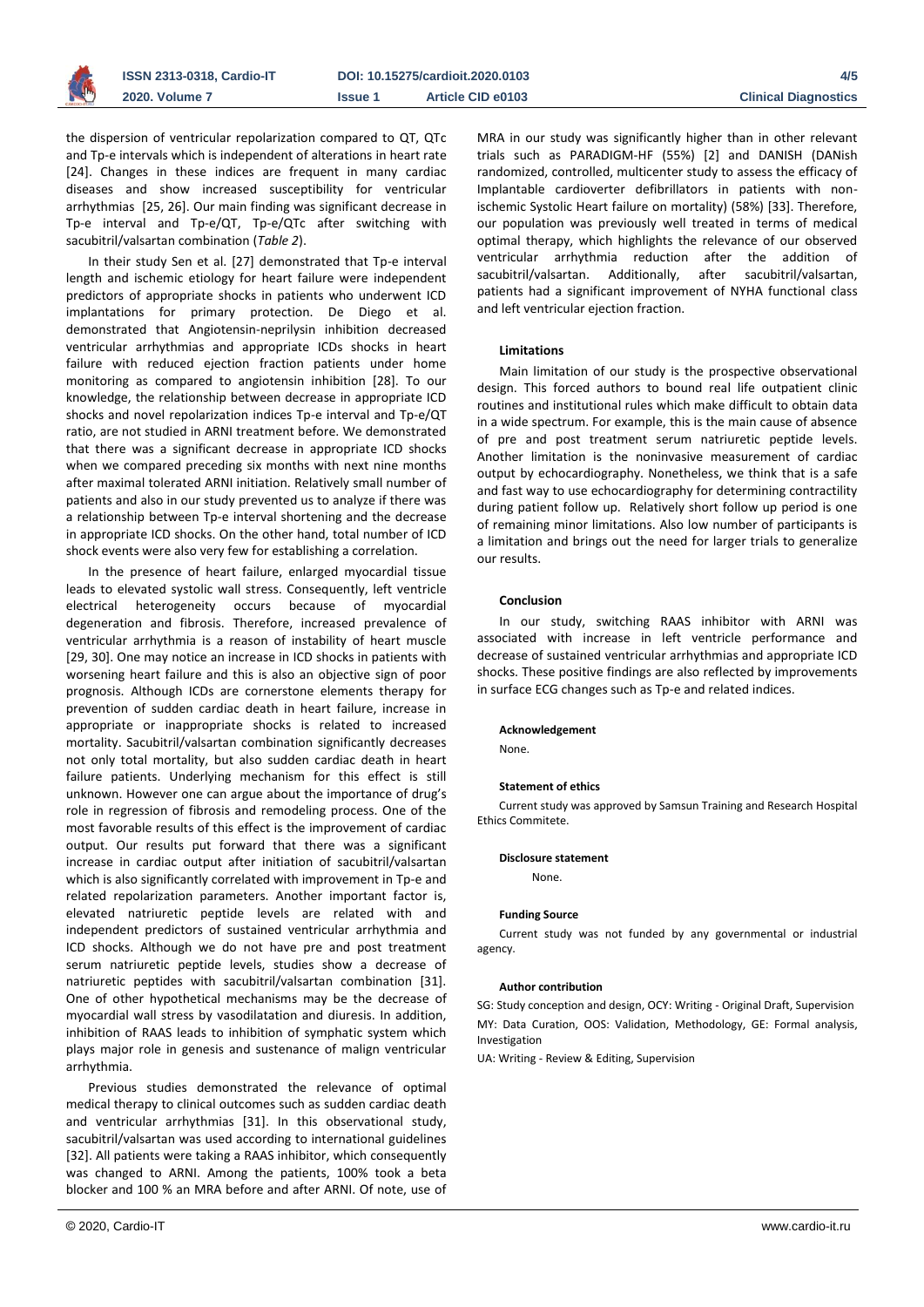the dispersion of ventricular repolarization compared to QT, QTc and Tp-e intervals which is independent of alterations in heart rate [24]. Changes in these indices are frequent in many cardiac diseases and show increased susceptibility for ventricular arrhythmias [25, 26]. Our main finding was significant decrease in Tp-e interval and Tp-e/QT, Tp-e/QTc after switching with sacubitril/valsartan combination (*Table 2*).

In their study Sen et al. [27] demonstrated that Tp-e interval length and ischemic etiology for heart failure were independent predictors of appropriate shocks in patients who underwent ICD implantations for primary protection. De Diego et al. demonstrated that Angiotensin-neprilysin inhibition decreased ventricular arrhythmias and appropriate ICDs shocks in heart failure with reduced ejection fraction patients under home monitoring as compared to angiotensin inhibition [28]. To our knowledge, the relationship between decrease in appropriate ICD shocks and novel repolarization indices Tp-e interval and Tp-e/QT ratio, are not studied in ARNI treatment before. We demonstrated that there was a significant decrease in appropriate ICD shocks when we compared preceding six months with next nine months after maximal tolerated ARNI initiation. Relatively small number of patients and also in our study prevented us to analyze if there was a relationship between Tp-e interval shortening and the decrease in appropriate ICD shocks. On the other hand, total number of ICD shock events were also very few for establishing a correlation.

In the presence of heart failure, enlarged myocardial tissue leads to elevated systolic wall stress. Consequently, left ventricle electrical heterogeneity occurs because of myocardial degeneration and fibrosis. Therefore, increased prevalence of ventricular arrhythmia is a reason of instability of heart muscle [29, 30]. One may notice an increase in ICD shocks in patients with worsening heart failure and this is also an objective sign of poor prognosis. Although ICDs are cornerstone elements therapy for prevention of sudden cardiac death in heart failure, increase in appropriate or inappropriate shocks is related to increased mortality. Sacubitril/valsartan combination significantly decreases not only total mortality, but also sudden cardiac death in heart failure patients. Underlying mechanism for this effect is still unknown. However one can argue about the importance of drug's role in regression of fibrosis and remodeling process. One of the most favorable results of this effect is the improvement of cardiac output. Our results put forward that there was a significant increase in cardiac output after initiation of sacubitril/valsartan which is also significantly correlated with improvement in Tp-e and related repolarization parameters. Another important factor is, elevated natriuretic peptide levels are related with and independent predictors of sustained ventricular arrhythmia and ICD shocks. Although we do not have pre and post treatment serum natriuretic peptide levels, studies show a decrease of natriuretic peptides with sacubitril/valsartan combination [31]. One of other hypothetical mechanisms may be the decrease of myocardial wall stress by vasodilatation and diuresis. In addition, inhibition of RAAS leads to inhibition of symphatic system which plays major role in genesis and sustenance of malign ventricular arrhythmia.

Previous studies demonstrated the relevance of optimal medical therapy to clinical outcomes such as sudden cardiac death and ventricular arrhythmias [31]. In this observational study, sacubitril/valsartan was used according to international guidelines [32]. All patients were taking a RAAS inhibitor, which consequently was changed to ARNI. Among the patients, 100% took a beta blocker and 100 % an MRA before and after ARNI. Of note, use of MRA in our study was significantly higher than in other relevant trials such as PARADIGM-HF (55%) [2] and DANISH (DANish randomized, controlled, multicenter study to assess the efficacy of Implantable cardioverter defibrillators in patients with non-ischemic Systolic Heart failure on mortality) (58%) [33]. Therefore, our population was previously well treated in terms of medical optimal therapy, which highlights the relevance of our observed ventricular arrhythmia reduction after the addition of sacubitril/valsartan. Additionally, after sacubitril/valsartan, patients had a significant improvement of NYHA functional class and left ventricular ejection fraction.

#### Limitations

Main limitation of our study is the prospective observational design. This forced authors to bound real life outpatient clinic routines and institutional rules which make difficult to obtain data in a wide spectrum. For example, this is the main cause of absence of pre and post treatment serum natriuretic peptide levels. Another limitation is the noninvasive measurement of cardiac output by echocardiography. Nonetheless, we think that is a safe and fast way to use echocardiography for determining contractility during patient follow up. Relatively short follow up period is one of remaining minor limitations. Also low number of participants is a limitation and brings out the need for larger trials to generalize our results.

#### Conclusion

In our study, switching RAAS inhibitor with ARNI was associated with increase in left ventricle performance and decrease of sustained ventricular arrhythmias and appropriate ICD shocks. These positive findings are also reflected by improvements in surface ECG changes such as Tp-e and related indices.

#### Acknowledgement

None.

#### Statement of ethics

Current study was approved by Samsun Training and Research Hospital Ethics Commitee.

#### Disclosure statement

None.

#### Funding Source

Current study was not funded by any governmental or industrial agency.

#### Author contribution

SG: Study conception and design, OCY: Writing - Original Draft, Supervision

MY: Data Curation, OOS: Validation, Methodology, GE: Formal analysis, Investigation

UA: Writing - Review & Editing, Supervision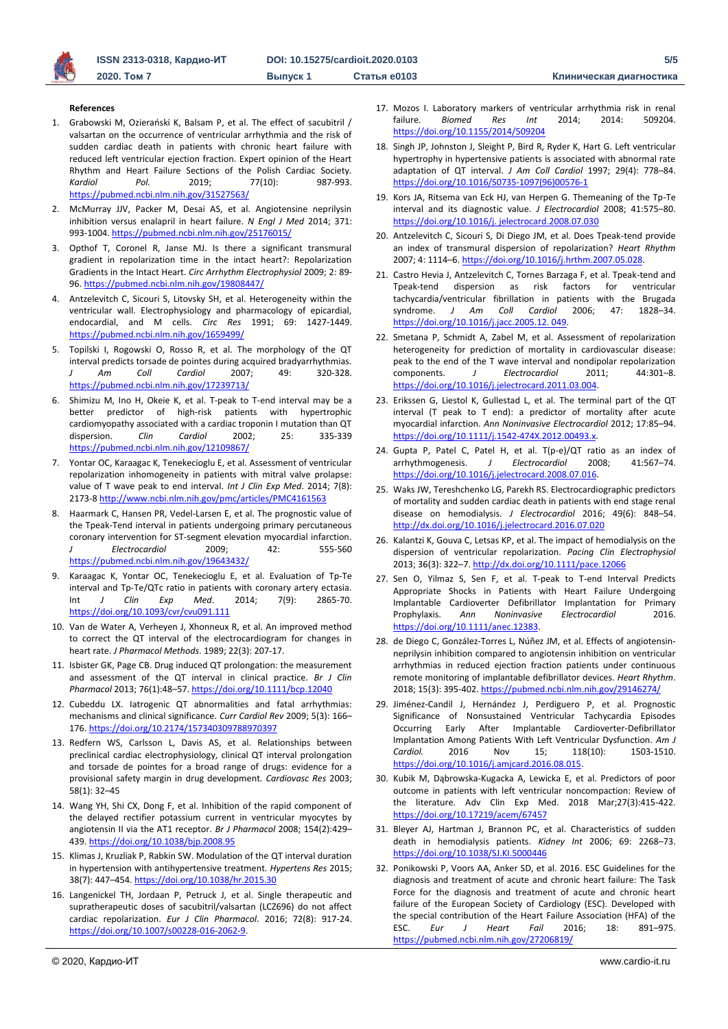**References**

1. Grabowski M, Ozierański K, Balsam P, et al. The effect of sacubitril / valsartan on the occurrence of ventricular arrhythmia and the risk of sudden cardiac death in patients with chronic heart failure with reduced left ventricular ejection fraction. Expert opinion of the Heart Rhythm and Heart Failure Sections of the Polish Cardiac Society. *Kardiol Pol.* 2019; 77(10): 987-993. https://pubmed.ncbi.nlm.nih.gov/31527563/
2. McMurray JJV, Packer M, Desai AS, et al. Angiotensine neprilysin inhibition versus enalapril in heart failure. *N Engl J Med* 2014; 371: 993-1004. https://pubmed.ncbi.nlm.nih.gov/25176015/
3. Opthof T, Coronel R, Janse MJ. Is there a significant transmural gradient in repolarization time in the intact heart?: Repolarization Gradients in the Intact Heart. *Circ Arrhythm Electrophysiol* 2009; 2: 89-96. https://pubmed.ncbi.nlm.nih.gov/19808447/
4. Antzelevitch C, Sicouri S, Litovsky SH, et al. Heterogeneity within the ventricular wall. Electrophysiology and pharmacology of epicardial, endocardial, and M cells. *Circ Res* 1991; 69: 1427-1449. https://pubmed.ncbi.nlm.nih.gov/1659499/
5. Topilski I, Rogowski O, Rosso R, et al. The morphology of the QT interval predicts torsade de pointes during acquired bradyarrhythmias. *J Am Coll Cardiol* 2007; 49: 320-328. https://pubmed.ncbi.nlm.nih.gov/17239713/
6. Shimizu M, Ino H, Okeie K, et al. T-peak to T-end interval may be a better predictor of high-risk patients with hypertrophic cardiomyopathy associated with a cardiac troponin I mutation than QT dispersion. *Clin Cardiol* 2002; 25: 335-339 https://pubmed.ncbi.nlm.nih.gov/12109867/
7. Yontar OC, Karaagac K, Tenekecioglu E, et al. Assessment of ventricular repolarization inhomogeneity in patients with mitral valve prolapse: value of T wave peak to end interval. *Int J Clin Exp Med*. 2014; 7(8): 2173-8 http://www.ncbi.nlm.nih.gov/pmc/articles/PMC4161563
8. Haarmark C, Hansen PR, Vedel-Larsen E, et al. The prognostic value of the Tpeak-Tend interval in patients undergoing primary percutaneous coronary intervention for ST-segment elevation myocardial infarction. *J Electrocardiol* 2009; 42: 555-560 https://pubmed.ncbi.nlm.nih.gov/19643432/
9. Karaagac K, Yontar OC, Tenekecioglu E, et al. Evaluation of Tp-Te interval and Tp-Te/QTc ratio in patients with coronary artery ectasia. Int J Clin Exp Med. 2014; 7(9): 2865-70. https://doi.org/10.1093/cvr/cvu091.111
10. Van de Water A, Verheyen J, Xhonneux R, et al. An improved method to correct the QT interval of the electrocardiogram for changes in heart rate. *J Pharmacol Methods*. 1989; 22(3): 207-17.
11. Isbister GK, Page CB. Drug induced QT prolongation: the measurement and assessment of the QT interval in clinical practice. *Br J Clin Pharmacol* 2013; 76(1):48–57. https://doi.org/10.1111/bcp.12040
12. Cubeddu LX. Iatrogenic QT abnormalities and fatal arrhythmias: mechanisms and clinical significance. *Curr Cardiol Rev* 2009; 5(3): 166–176. https://doi.org/10.2174/157340309788970397
13. Redfern WS, Carlsson L, Davis AS, et al. Relationships between preclinical cardiac electrophysiology, clinical QT interval prolongation and torsade de pointes for a broad range of drugs: evidence for a provisional safety margin in drug development. *Cardiovasc Res* 2003; 58(1): 32–45
14. Wang YH, Shi CX, Dong F, et al. Inhibition of the rapid component of the delayed rectifier potassium current in ventricular myocytes by angiotensin II via the AT1 receptor. *Br J Pharmacol* 2008; 154(2):429–439. https://doi.org/10.1038/bjp.2008.95
15. Klimas J, Kruzliak P, Rabkin SW. Modulation of the QT interval duration in hypertension with antihypertensive treatment. *Hypertens Res* 2015; 38(7): 447–454. https://doi.org/10.1038/hr.2015.30
16. Langenickel TH, Jordaan P, Petruck J, et al. Single therapeutic and supratherapeutic doses of sacubitril/valsartan (LCZ696) do not affect cardiac repolarization. *Eur J Clin Pharmacol*. 2016; 72(8): 917-24. https://doi.org/10.1007/s00228-016-2062-9.
17. Mozos I. Laboratory markers of ventricular arrhythmia risk in renal failure. *Biomed Res Int* 2014; 2014: 509204. https://doi.org/10.1155/2014/509204
18. Singh JP, Johnston J, Sleight P, Bird R, Ryder K, Hart G. Left ventricular hypertrophy in hypertensive patients is associated with abnormal rate adaptation of QT interval. *J Am Coll Cardiol* 1997; 29(4): 778–84. https://doi.org/10.1016/S0735-1097(96)00576-1
19. Kors JA, Ritsema van Eck HJ, van Herpen G. Themeaning of the Tp-Te interval and its diagnostic value. *J Electrocardiol* 2008; 41:575–80. https://doi.org/10.1016/j. jelectrocard.2008.07.030
20. Antzelevitch C, Sicouri S, Di Diego JM, et al. Does Tpeak-tend provide an index of transmural dispersion of repolarization? *Heart Rhythm* 2007; 4: 1114–6. https://doi.org/10.1016/j.hrthm.2007.05.028.
21. Castro Hevia J, Antzelevitch C, Tornes Barzaga F, et al. Tpeak-Tend and Tpeak-tend dispersion as risk factors for ventricular tachycardia/ventricular fibrillation in patients with the Brugada syndrome. *J Am Coll Cardiol* 2006; 47: 1828–34. https://doi.org/10.1016/j.jacc.2005.12. 049.
22. Smetana P, Schmidt A, Zabel M, et al. Assessment of repolarization heterogeneity for prediction of mortality in cardiovascular disease: peak to the end of the T wave interval and nondipolar repolarization components. *J Electrocardiol* 2011; 44:301–8. https://doi.org/10.1016/j.jelectrocard.2011.03.004.
23. Erikssen G, Liestol K, Gullestad L, et al. The terminal part of the QT interval (T peak to T end): a predictor of mortality after acute myocardial infarction. *Ann Noninvasive Electrocardiol* 2012; 17:85–94. https://doi.org/10.1111/j.1542-474X.2012.00493.x.
24. Gupta P, Patel C, Patel H, et al. T(p-e)/QT ratio as an index of arrhythmogenesis. *J Electrocardiol* 2008; 41:567–74. https://doi.org/10.1016/j.jelectrocard.2008.07.016.
25. Waks JW, Tereshchenko LG, Parekh RS. Electrocardiographic predictors of mortality and sudden cardiac death in patients with end stage renal disease on hemodialysis. *J Electrocardiol* 2016; 49(6): 848–54. http://dx.doi.org/10.1016/j.jelectrocard.2016.07.020
26. Kalantzi K, Gouva C, Letsas KP, et al. The impact of hemodialysis on the dispersion of ventricular repolarization. *Pacing Clin Electrophysiol* 2013; 36(3): 322–7. http://dx.doi.org/10.1111/pace.12066
27. Sen O, Yilmaz S, Sen F, et al. T-peak to T-end Interval Predicts Appropriate Shocks in Patients with Heart Failure Undergoing Implantable Cardioverter Defibrillator Implantation for Primary Prophylaxis. *Ann Noninvasive Electrocardiol* 2016. https://doi.org/10.1111/anec.12383.
28. de Diego C, González-Torres L, Núñez JM, et al. Effects of angiotensin-neprilysin inhibition compared to angiotensin inhibition on ventricular arrhythmias in reduced ejection fraction patients under continuous remote monitoring of implantable defibrillator devices. *Heart Rhythm*. 2018; 15(3): 395-402. https://pubmed.ncbi.nlm.nih.gov/29146274/
29. Jiménez-Candil J, Hernández J, Perdiguero P, et al. Prognostic Significance of Nonsustained Ventricular Tachycardia Episodes Occurring Early After Implantable Cardioverter-Defibrillator Implantation Among Patients With Left Ventricular Dysfunction. *Am J Cardiol.* 2016 Nov 15; 118(10): 1503-1510. https://doi.org/10.1016/j.amjcard.2016.08.015.
30. Kubik M, Dąbrowska-Kugacka A, Lewicka E, et al. Predictors of poor outcome in patients with left ventricular noncompaction: Review of the literature. Adv Clin Exp Med. 2018 Mar;27(3):415-422. https://doi.org/10.17219/acem/67457
31. Bleyer AJ, Hartman J, Brannon PC, et al. Characteristics of sudden death in hemodialysis patients. *Kidney Int* 2006; 69: 2268–73. https://doi.org/10.1038/SJ.KI.5000446
32. Ponikowski P, Voors AA, Anker SD, et al. 2016. ESC Guidelines for the diagnosis and treatment of acute and chronic heart failure: The Task Force for the diagnosis and treatment of acute and chronic heart failure of the European Society of Cardiology (ESC). Developed with the special contribution of the Heart Failure Association (HFA) of the ESC. *Eur J Heart Fail* 2016; 18: 891–975. https://pubmed.ncbi.nlm.nih.gov/27206819/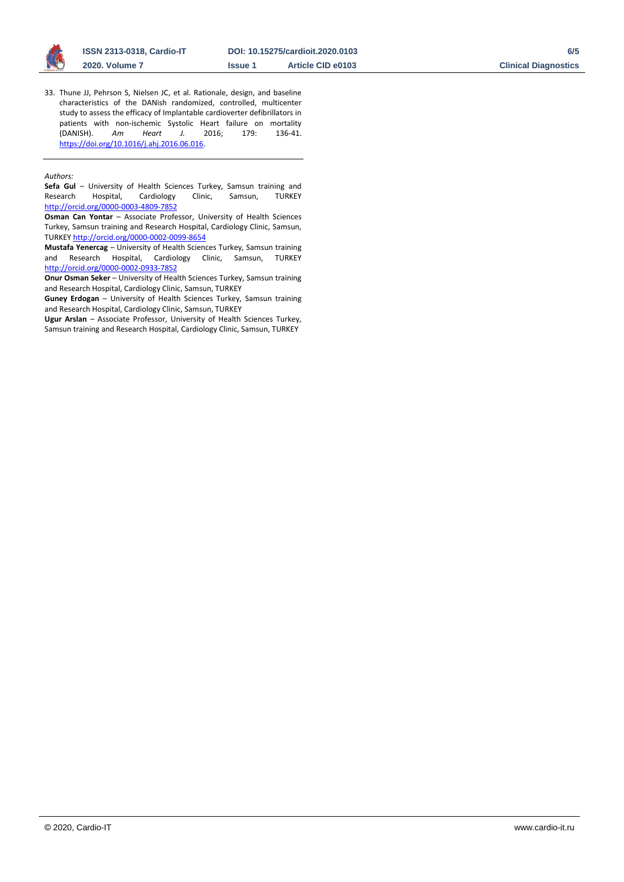33. Thune JJ, Pehrson S, Nielsen JC, et al. Rationale, design, and baseline characteristics of the DANish randomized, controlled, multicenter study to assess the efficacy of Implantable cardioverter defibrillators in patients with non-ischemic Systolic Heart failure on mortality (DANISH). *Am Heart J.* 2016; 179: 136-41. https://doi.org/10.1016/j.ahj.2016.06.016.

---

*Authors:*

**Sefa Gul** – University of Health Sciences Turkey, Samsun training and Research Hospital, Cardiology Clinic, Samsun, TURKEY http://orcid.org/0000-0003-4809-7852

**Osman Can Yontar** – Associate Professor, University of Health Sciences Turkey, Samsun training and Research Hospital, Cardiology Clinic, Samsun, TURKEY http://orcid.org/0000-0002-0099-8654

**Mustafa Yenercag** – University of Health Sciences Turkey, Samsun training and Research Hospital, Cardiology Clinic, Samsun, TURKEY http://orcid.org/0000-0002-0933-7852

**Onur Osman Seker** – University of Health Sciences Turkey, Samsun training and Research Hospital, Cardiology Clinic, Samsun, TURKEY

**Guney Erdogan** – University of Health Sciences Turkey, Samsun training and Research Hospital, Cardiology Clinic, Samsun, TURKEY

**Ugur Arslan** – Associate Professor, University of Health Sciences Turkey, Samsun training and Research Hospital, Cardiology Clinic, Samsun, TURKEY